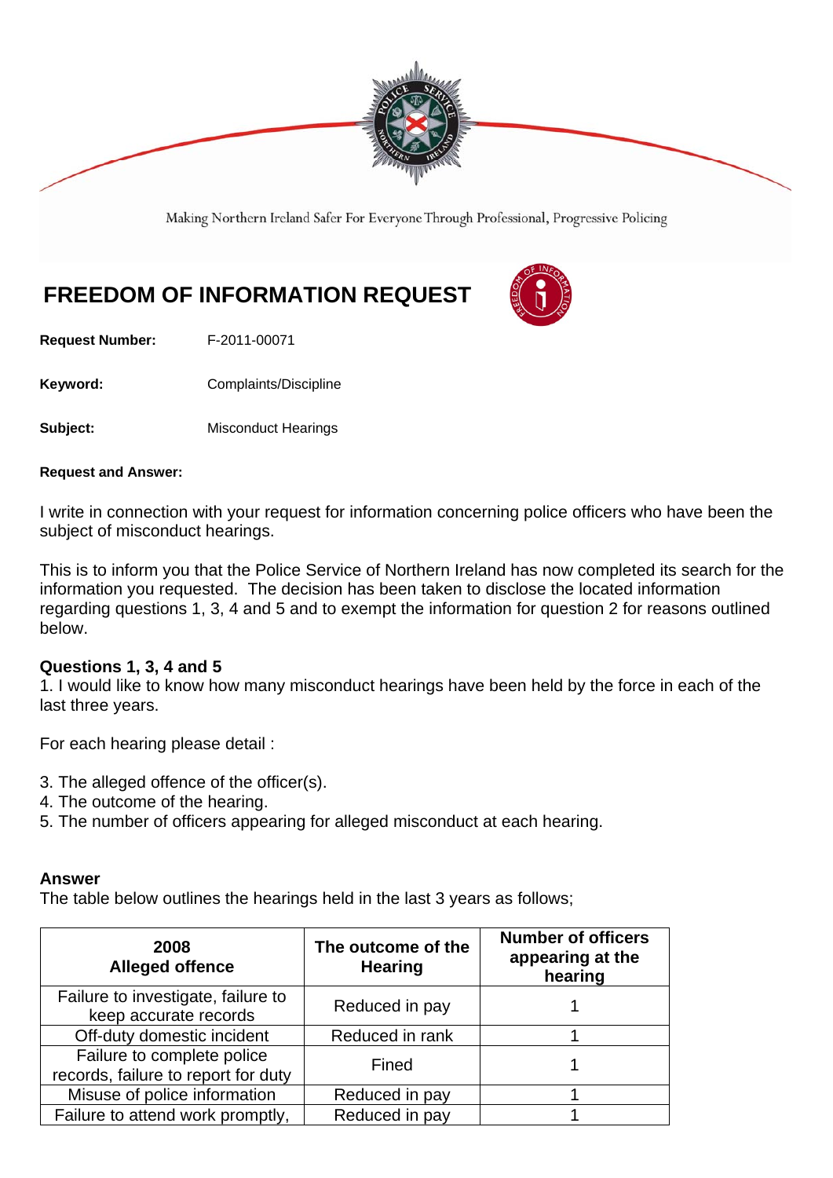Making Northern Ireland Safer For Everyone Through Professional, Progressive Policing

# FREEDOM OF INFORMATION REQUEST

**Request Number:** F-2011-00071

**Keyword:** Complaints/Discipline

**Subject:** Misconduct Hearings

**Request and Answer:**

I write in connection with your request for information concerning police officers who have been the subject of misconduct hearings.

This is to inform you that the Police Service of Northern Ireland has now completed its search for the information you requested. The decision has been taken to disclose the located information regarding questions 1, 3, 4 and 5 and to exempt the information for question 2 for reasons outlined below.

**Questions 1, 3, 4 and 5**

1. I would like to know how many misconduct hearings have been held by the force in each of the last three years.

For each hearing please detail :

3. The alleged offence of the officer(s).
4. The outcome of the hearing.
5. The number of officers appearing for alleged misconduct at each hearing.

**Answer**

The table below outlines the hearings held in the last 3 years as follows;

| 2008 Alleged offence | The outcome of the Hearing | Number of officers appearing at the hearing |
|---|---|---|
| Failure to investigate, failure to keep accurate records | Reduced in pay | 1 |
| Off-duty domestic incident | Reduced in rank | 1 |
| Failure to complete police records, failure to report for duty | Fined | 1 |
| Misuse of police information | Reduced in pay | 1 |
| Failure to attend work promptly, | Reduced in pay | 1 |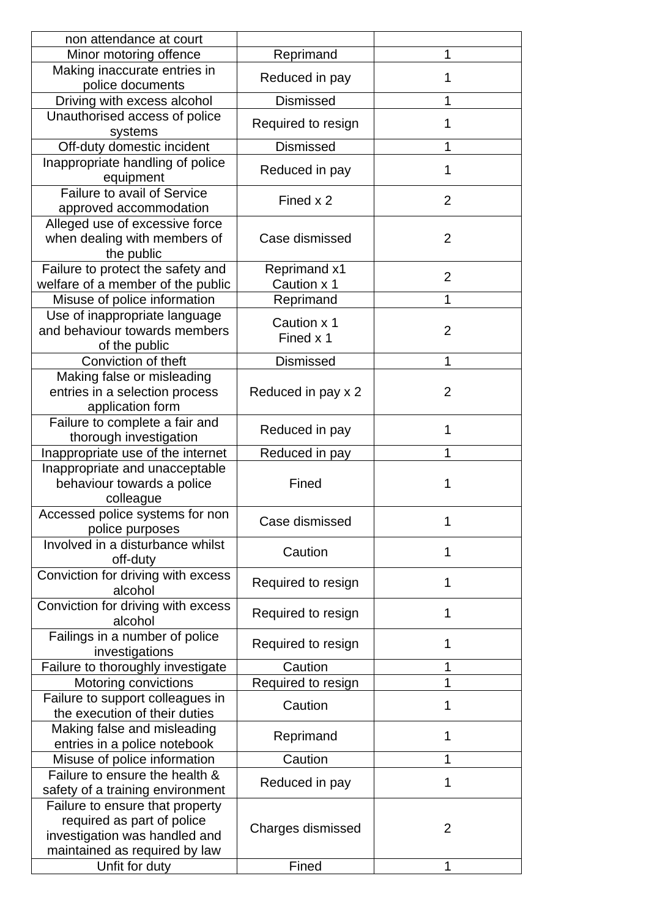| non attendance at court | | |
| --- | --- | --- |
| Minor motoring offence | Reprimand | 1 |
| Making inaccurate entries in police documents | Reduced in pay | 1 |
| Driving with excess alcohol | Dismissed | 1 |
| Unauthorised access of police systems | Required to resign | 1 |
| Off-duty domestic incident | Dismissed | 1 |
| Inappropriate handling of police equipment | Reduced in pay | 1 |
| Failure to avail of Service approved accommodation | Fined x 2 | 2 |
| Alleged use of excessive force when dealing with members of the public | Case dismissed | 2 |
| Failure to protect the safety and welfare of a member of the public | Reprimand x1 Caution x 1 | 2 |
| Misuse of police information | Reprimand | 1 |
| Use of inappropriate language and behaviour towards members of the public | Caution x 1 Fined x 1 | 2 |
| Conviction of theft | Dismissed | 1 |
| Making false or misleading entries in a selection process application form | Reduced in pay x 2 | 2 |
| Failure to complete a fair and thorough investigation | Reduced in pay | 1 |
| Inappropriate use of the internet | Reduced in pay | 1 |
| Inappropriate and unacceptable behaviour towards a police colleague | Fined | 1 |
| Accessed police systems for non police purposes | Case dismissed | 1 |
| Involved in a disturbance whilst off-duty | Caution | 1 |
| Conviction for driving with excess alcohol | Required to resign | 1 |
| Conviction for driving with excess alcohol | Required to resign | 1 |
| Failings in a number of police investigations | Required to resign | 1 |
| Failure to thoroughly investigate | Caution | 1 |
| Motoring convictions | Required to resign | 1 |
| Failure to support colleagues in the execution of their duties | Caution | 1 |
| Making false and misleading entries in a police notebook | Reprimand | 1 |
| Misuse of police information | Caution | 1 |
| Failure to ensure the health & safety of a training environment | Reduced in pay | 1 |
| Failure to ensure that property required as part of police investigation was handled and maintained as required by law | Charges dismissed | 2 |
| Unfit for duty | Fined | 1 |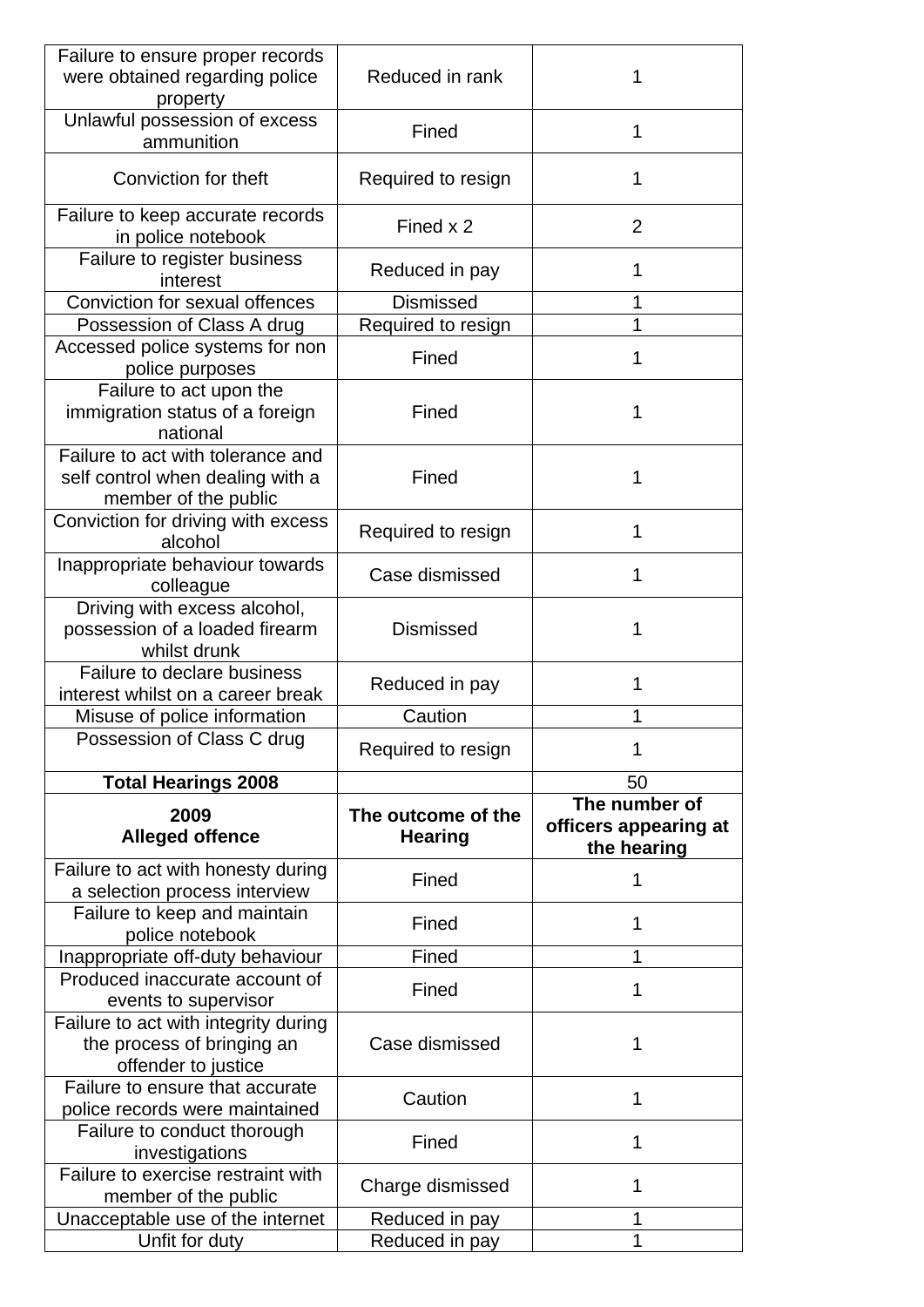| Failure to ensure proper records were obtained regarding police property | Reduced in rank | 1 |
|---|---|---|
| Unlawful possession of excess ammunition | Fined | 1 |
| Conviction for theft | Required to resign | 1 |
| Failure to keep accurate records in police notebook | Fined x 2 | 2 |
| Failure to register business interest | Reduced in pay | 1 |
| Conviction for sexual offences | Dismissed | 1 |
| Possession of Class A drug | Required to resign | 1 |
| Accessed police systems for non police purposes | Fined | 1 |
| Failure to act upon the immigration status of a foreign national | Fined | 1 |
| Failure to act with tolerance and self control when dealing with a member of the public | Fined | 1 |
| Conviction for driving with excess alcohol | Required to resign | 1 |
| Inappropriate behaviour towards colleague | Case dismissed | 1 |
| Driving with excess alcohol, possession of a loaded firearm whilst drunk | Dismissed | 1 |
| Failure to declare business interest whilst on a career break | Reduced in pay | 1 |
| Misuse of police information | Caution | 1 |
| Possession of Class C drug | Required to resign | 1 |
| **Total Hearings 2008** | | 50 |
| **2009 Alleged offence** | **The outcome of the Hearing** | **The number of officers appearing at the hearing** |
| Failure to act with honesty during a selection process interview | Fined | 1 |
| Failure to keep and maintain police notebook | Fined | 1 |
| Inappropriate off-duty behaviour | Fined | 1 |
| Produced inaccurate account of events to supervisor | Fined | 1 |
| Failure to act with integrity during the process of bringing an offender to justice | Case dismissed | 1 |
| Failure to ensure that accurate police records were maintained | Caution | 1 |
| Failure to conduct thorough investigations | Fined | 1 |
| Failure to exercise restraint with member of the public | Charge dismissed | 1 |
| Unacceptable use of the internet | Reduced in pay | 1 |
| Unfit for duty | Reduced in pay | 1 |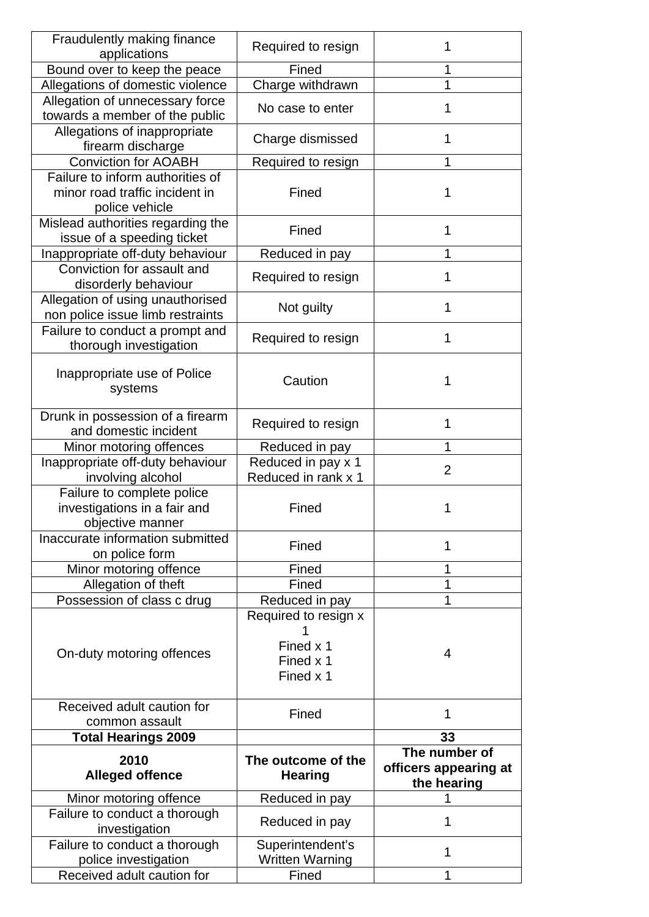| Fraudulently making finance applications | Required to resign | 1 |
|---|---|---|
| Bound over to keep the peace | Fined | 1 |
| Allegations of domestic violence | Charge withdrawn | 1 |
| Allegation of unnecessary force towards a member of the public | No case to enter | 1 |
| Allegations of inappropriate firearm discharge | Charge dismissed | 1 |
| Conviction for AOABH | Required to resign | 1 |
| Failure to inform authorities of minor road traffic incident in police vehicle | Fined | 1 |
| Mislead authorities regarding the issue of a speeding ticket | Fined | 1 |
| Inappropriate off-duty behaviour | Reduced in pay | 1 |
| Conviction for assault and disorderly behaviour | Required to resign | 1 |
| Allegation of using unauthorised non police issue limb restraints | Not guilty | 1 |
| Failure to conduct a prompt and thorough investigation | Required to resign | 1 |
| Inappropriate use of Police systems | Caution | 1 |
| Drunk in possession of a firearm and domestic incident | Required to resign | 1 |
| Minor motoring offences | Reduced in pay | 1 |
| Inappropriate off-duty behaviour involving alcohol | Reduced in pay x 1<br>Reduced in rank x 1 | 2 |
| Failure to complete police investigations in a fair and objective manner | Fined | 1 |
| Inaccurate information submitted on police form | Fined | 1 |
| Minor motoring offence | Fined | 1 |
| Allegation of theft | Fined | 1 |
| Possession of class c drug | Reduced in pay | 1 |
| On-duty motoring offences | Required to resign x 1<br>Fined x 1<br>Fined x 1<br>Fined x 1 | 4 |
| Received adult caution for common assault | Fined | 1 |
| **Total Hearings 2009** | | **33** |
| **2010<br>Alleged offence** | **The outcome of the Hearing** | **The number of officers appearing at the hearing** |
| Minor motoring offence | Reduced in pay | 1 |
| Failure to conduct a thorough investigation | Reduced in pay | 1 |
| Failure to conduct a thorough police investigation | Superintendent's Written Warning | 1 |
| Received adult caution for | Fined | 1 |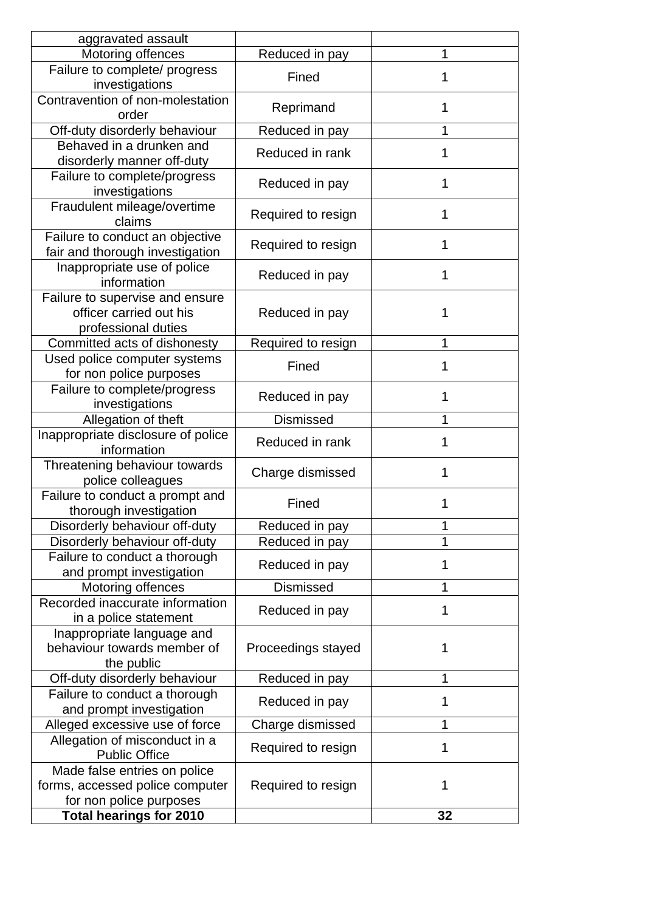| aggravated assault | | |
|---|---|---|
| Motoring offences | Reduced in pay | 1 |
| Failure to complete/ progress investigations | Fined | 1 |
| Contravention of non-molestation order | Reprimand | 1 |
| Off-duty disorderly behaviour | Reduced in pay | 1 |
| Behaved in a drunken and disorderly manner off-duty | Reduced in rank | 1 |
| Failure to complete/progress investigations | Reduced in pay | 1 |
| Fraudulent mileage/overtime claims | Required to resign | 1 |
| Failure to conduct an objective fair and thorough investigation | Required to resign | 1 |
| Inappropriate use of police information | Reduced in pay | 1 |
| Failure to supervise and ensure officer carried out his professional duties | Reduced in pay | 1 |
| Committed acts of dishonesty | Required to resign | 1 |
| Used police computer systems for non police purposes | Fined | 1 |
| Failure to complete/progress investigations | Reduced in pay | 1 |
| Allegation of theft | Dismissed | 1 |
| Inappropriate disclosure of police information | Reduced in rank | 1 |
| Threatening behaviour towards police colleagues | Charge dismissed | 1 |
| Failure to conduct a prompt and thorough investigation | Fined | 1 |
| Disorderly behaviour off-duty | Reduced in pay | 1 |
| Disorderly behaviour off-duty | Reduced in pay | 1 |
| Failure to conduct a thorough and prompt investigation | Reduced in pay | 1 |
| Motoring offences | Dismissed | 1 |
| Recorded inaccurate information in a police statement | Reduced in pay | 1 |
| Inappropriate language and behaviour towards member of the public | Proceedings stayed | 1 |
| Off-duty disorderly behaviour | Reduced in pay | 1 |
| Failure to conduct a thorough and prompt investigation | Reduced in pay | 1 |
| Alleged excessive use of force | Charge dismissed | 1 |
| Allegation of misconduct in a Public Office | Required to resign | 1 |
| Made false entries on police forms, accessed police computer for non police purposes | Required to resign | 1 |
| **Total hearings for 2010** | | **32** |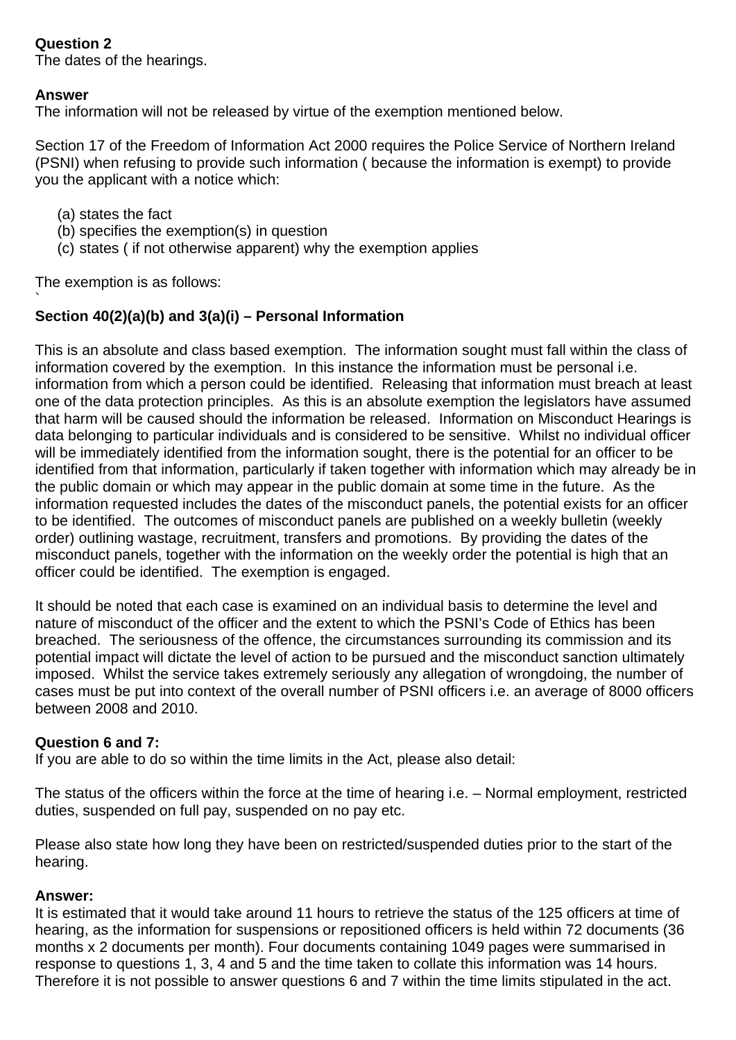**Question 2**
The dates of the hearings.

**Answer**
The information will not be released by virtue of the exemption mentioned below.

Section 17 of the Freedom of Information Act 2000 requires the Police Service of Northern Ireland (PSNI) when refusing to provide such information ( because the information is exempt) to provide you the applicant with a notice which:

(a) states the fact
(b) specifies the exemption(s) in question
(c) states ( if not otherwise apparent) why the exemption applies

The exemption is as follows:
`

**Section 40(2)(a)(b) and 3(a)(i) – Personal Information**

This is an absolute and class based exemption. The information sought must fall within the class of information covered by the exemption. In this instance the information must be personal i.e. information from which a person could be identified. Releasing that information must breach at least one of the data protection principles. As this is an absolute exemption the legislators have assumed that harm will be caused should the information be released. Information on Misconduct Hearings is data belonging to particular individuals and is considered to be sensitive. Whilst no individual officer will be immediately identified from the information sought, there is the potential for an officer to be identified from that information, particularly if taken together with information which may already be in the public domain or which may appear in the public domain at some time in the future. As the information requested includes the dates of the misconduct panels, the potential exists for an officer to be identified. The outcomes of misconduct panels are published on a weekly bulletin (weekly order) outlining wastage, recruitment, transfers and promotions. By providing the dates of the misconduct panels, together with the information on the weekly order the potential is high that an officer could be identified. The exemption is engaged.

It should be noted that each case is examined on an individual basis to determine the level and nature of misconduct of the officer and the extent to which the PSNI's Code of Ethics has been breached. The seriousness of the offence, the circumstances surrounding its commission and its potential impact will dictate the level of action to be pursued and the misconduct sanction ultimately imposed. Whilst the service takes extremely seriously any allegation of wrongdoing, the number of cases must be put into context of the overall number of PSNI officers i.e. an average of 8000 officers between 2008 and 2010.

**Question 6 and 7:**
If you are able to do so within the time limits in the Act, please also detail:

The status of the officers within the force at the time of hearing i.e. – Normal employment, restricted duties, suspended on full pay, suspended on no pay etc.

Please also state how long they have been on restricted/suspended duties prior to the start of the hearing.

**Answer:**
It is estimated that it would take around 11 hours to retrieve the status of the 125 officers at time of hearing, as the information for suspensions or repositioned officers is held within 72 documents (36 months x 2 documents per month). Four documents containing 1049 pages were summarised in response to questions 1, 3, 4 and 5 and the time taken to collate this information was 14 hours. Therefore it is not possible to answer questions 6 and 7 within the time limits stipulated in the act.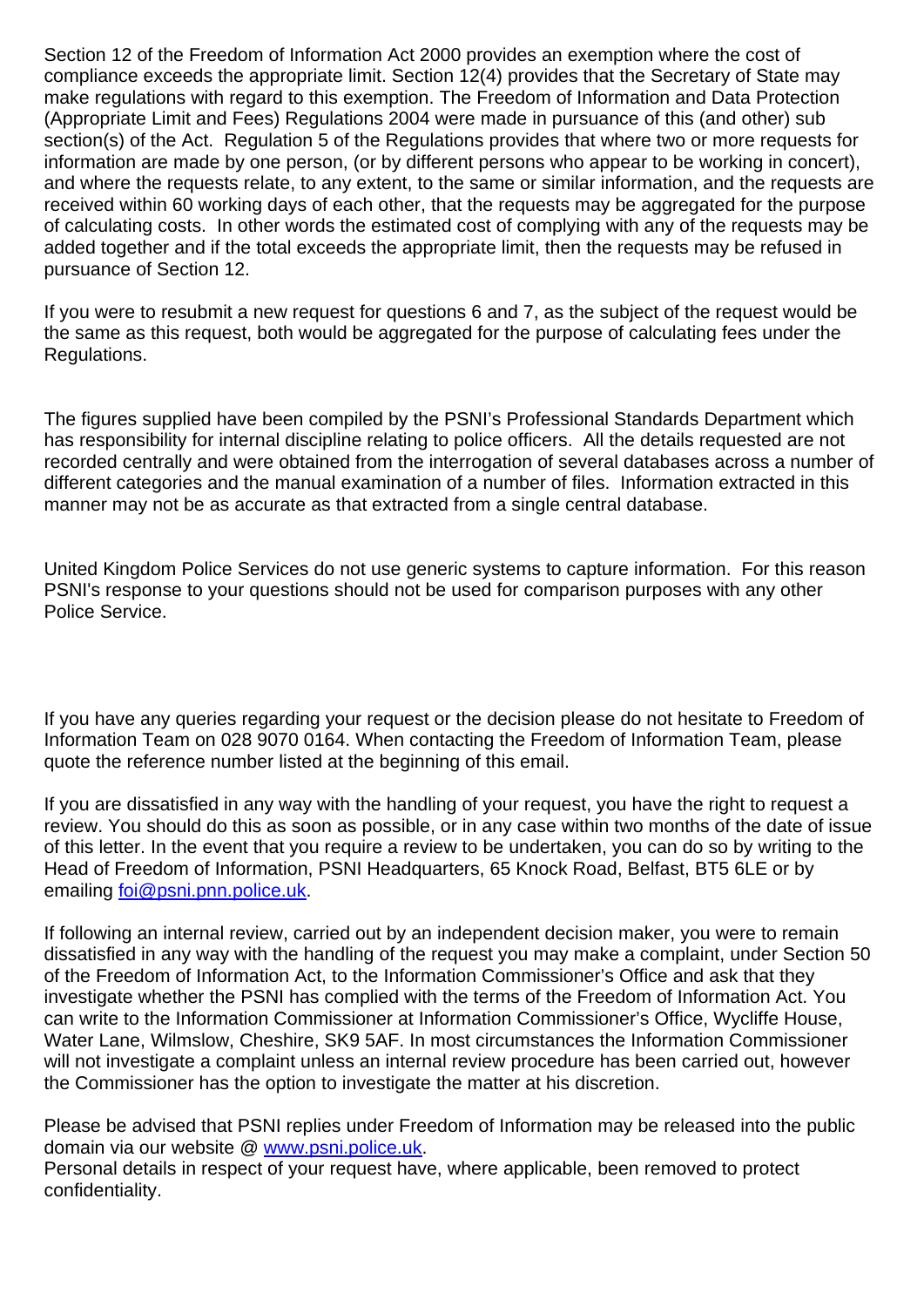Section 12 of the Freedom of Information Act 2000 provides an exemption where the cost of compliance exceeds the appropriate limit. Section 12(4) provides that the Secretary of State may make regulations with regard to this exemption. The Freedom of Information and Data Protection (Appropriate Limit and Fees) Regulations 2004 were made in pursuance of this (and other) sub section(s) of the Act. Regulation 5 of the Regulations provides that where two or more requests for information are made by one person, (or by different persons who appear to be working in concert), and where the requests relate, to any extent, to the same or similar information, and the requests are received within 60 working days of each other, that the requests may be aggregated for the purpose of calculating costs. In other words the estimated cost of complying with any of the requests may be added together and if the total exceeds the appropriate limit, then the requests may be refused in pursuance of Section 12.

If you were to resubmit a new request for questions 6 and 7, as the subject of the request would be the same as this request, both would be aggregated for the purpose of calculating fees under the Regulations.

The figures supplied have been compiled by the PSNI's Professional Standards Department which has responsibility for internal discipline relating to police officers. All the details requested are not recorded centrally and were obtained from the interrogation of several databases across a number of different categories and the manual examination of a number of files. Information extracted in this manner may not be as accurate as that extracted from a single central database.

United Kingdom Police Services do not use generic systems to capture information. For this reason PSNI's response to your questions should not be used for comparison purposes with any other Police Service.

If you have any queries regarding your request or the decision please do not hesitate to Freedom of Information Team on 028 9070 0164. When contacting the Freedom of Information Team, please quote the reference number listed at the beginning of this email.

If you are dissatisfied in any way with the handling of your request, you have the right to request a review. You should do this as soon as possible, or in any case within two months of the date of issue of this letter. In the event that you require a review to be undertaken, you can do so by writing to the Head of Freedom of Information, PSNI Headquarters, 65 Knock Road, Belfast, BT5 6LE or by emailing foi@psni.pnn.police.uk.

If following an internal review, carried out by an independent decision maker, you were to remain dissatisfied in any way with the handling of the request you may make a complaint, under Section 50 of the Freedom of Information Act, to the Information Commissioner's Office and ask that they investigate whether the PSNI has complied with the terms of the Freedom of Information Act. You can write to the Information Commissioner at Information Commissioner's Office, Wycliffe House, Water Lane, Wilmslow, Cheshire, SK9 5AF. In most circumstances the Information Commissioner will not investigate a complaint unless an internal review procedure has been carried out, however the Commissioner has the option to investigate the matter at his discretion.

Please be advised that PSNI replies under Freedom of Information may be released into the public domain via our website @ www.psni.police.uk.
Personal details in respect of your request have, where applicable, been removed to protect confidentiality.